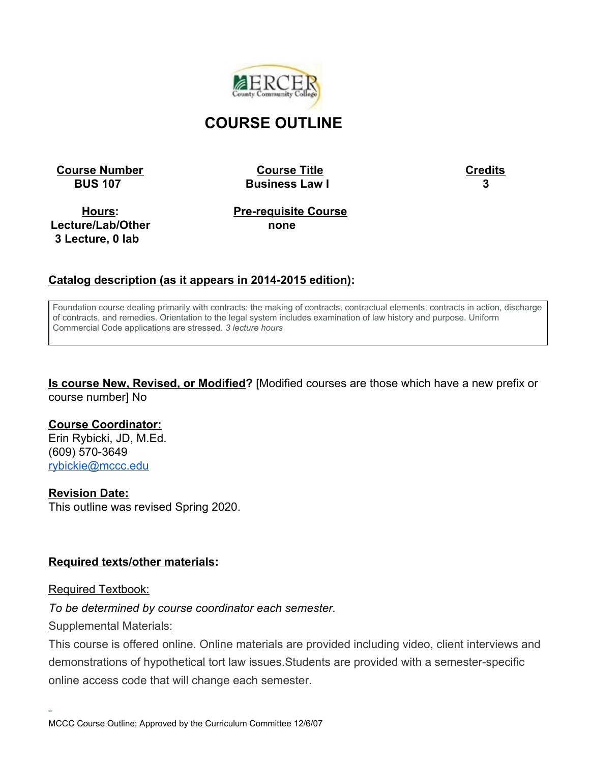# COURSE OUTLINE

| Course Number | Course Title | Credits |
|---|---|---|
| BUS 107 | Business Law I | 3 |

| Hours: Lecture/Lab/Other | Pre-requisite Course |
|---|---|
| 3 Lecture, 0 lab | none |

## Catalog description (as it appears in 2014-2015 edition):

Foundation course dealing primarily with contracts: the making of contracts, contractual elements, contracts in action, discharge of contracts, and remedies. Orientation to the legal system includes examination of law history and purpose. Uniform Commercial Code applications are stressed. *3 lecture hours*

**Is course New, Revised, or Modified?** [Modified courses are those which have a new prefix or course number] No

**Course Coordinator:**
Erin Rybicki, JD, M.Ed.
(609) 570-3649
rybickie@mccc.edu

**Revision Date:**
This outline was revised Spring 2020.

**Required texts/other materials:**

Required Textbook:

*To be determined by course coordinator each semester.*

Supplemental Materials:

This course is offered online. Online materials are provided including video, client interviews and demonstrations of hypothetical tort law issues.Students are provided with a semester-specific online access code that will change each semester.

MCCC Course Outline; Approved by the Curriculum Committee 12/6/07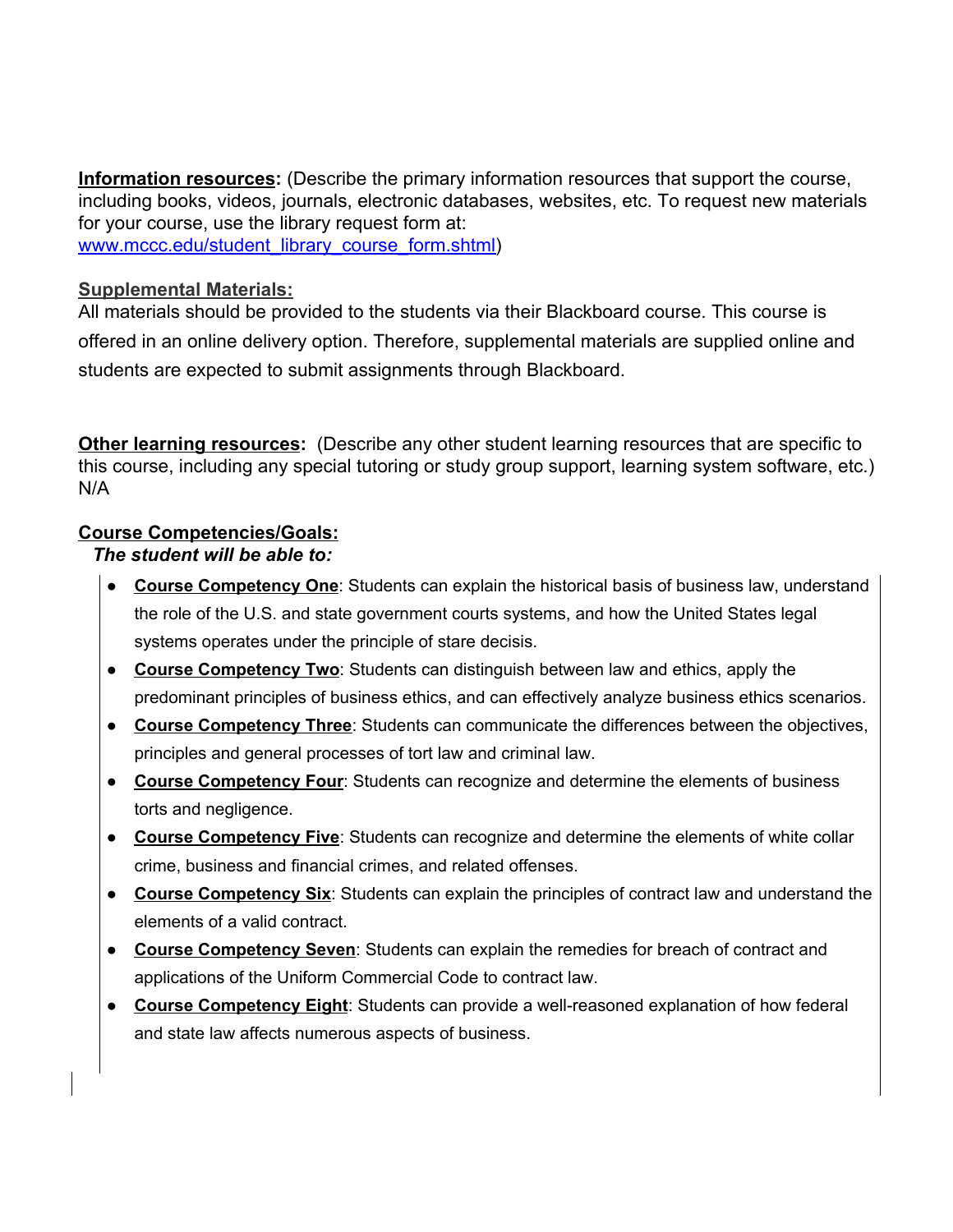**Information resources:** (Describe the primary information resources that support the course, including books, videos, journals, electronic databases, websites, etc. To request new materials for your course, use the library request form at: [www.mccc.edu/student_library_course_form.shtml](www.mccc.edu/student_library_course_form.shtml))

**Supplemental Materials:**

All materials should be provided to the students via their Blackboard course. This course is offered in an online delivery option. Therefore, supplemental materials are supplied online and students are expected to submit assignments through Blackboard.

**Other learning resources:** (Describe any other student learning resources that are specific to this course, including any special tutoring or study group support, learning system software, etc.) N/A

**Course Competencies/Goals:**

***The student will be able to:***

- **Course Competency One**: Students can explain the historical basis of business law, understand the role of the U.S. and state government courts systems, and how the United States legal systems operates under the principle of stare decisis.
- **Course Competency Two**: Students can distinguish between law and ethics, apply the predominant principles of business ethics, and can effectively analyze business ethics scenarios.
- **Course Competency Three**: Students can communicate the differences between the objectives, principles and general processes of tort law and criminal law.
- **Course Competency Four**: Students can recognize and determine the elements of business torts and negligence.
- **Course Competency Five**: Students can recognize and determine the elements of white collar crime, business and financial crimes, and related offenses.
- **Course Competency Six**: Students can explain the principles of contract law and understand the elements of a valid contract.
- **Course Competency Seven**: Students can explain the remedies for breach of contract and applications of the Uniform Commercial Code to contract law.
- **Course Competency Eight**: Students can provide a well-reasoned explanation of how federal and state law affects numerous aspects of business.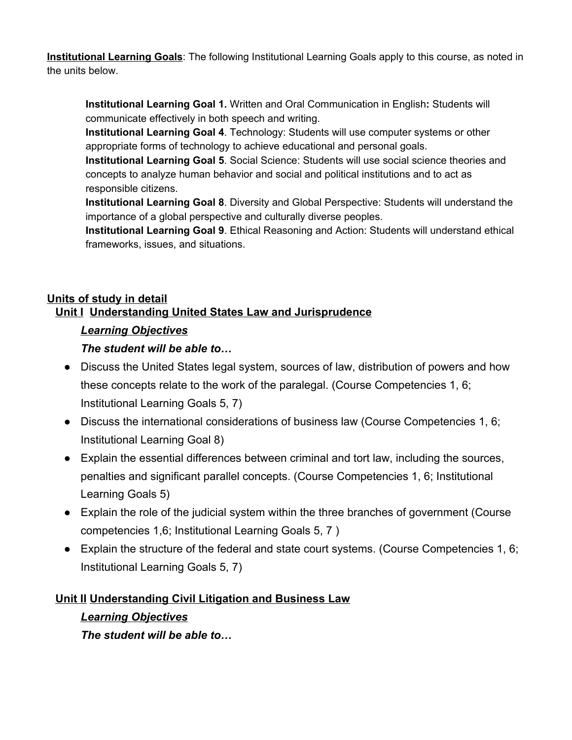**<u>Institutional Learning Goals</u>**: The following Institutional Learning Goals apply to this course, as noted in the units below.

> **Institutional Learning Goal 1.** Written and Oral Communication in English**:** Students will communicate effectively in both speech and writing.
> **Institutional Learning Goal 4**. Technology: Students will use computer systems or other appropriate forms of technology to achieve educational and personal goals.
> **Institutional Learning Goal 5**. Social Science: Students will use social science theories and concepts to analyze human behavior and social and political institutions and to act as responsible citizens.
> **Institutional Learning Goal 8**. Diversity and Global Perspective: Students will understand the importance of a global perspective and culturally diverse peoples.
> **Institutional Learning Goal 9**. Ethical Reasoning and Action: Students will understand ethical frameworks, issues, and situations.

## <u>Units of study in detail</u>

### <u>Unit I</u> <u>Understanding United States Law and Jurisprudence</u>

***<u>Learning Objectives</u>***

***The student will be able to…***

- Discuss the United States legal system, sources of law, distribution of powers and how these concepts relate to the work of the paralegal. (Course Competencies 1, 6; Institutional Learning Goals 5, 7)
- Discuss the international considerations of business law (Course Competencies 1, 6; Institutional Learning Goal 8)
- Explain the essential differences between criminal and tort law, including the sources, penalties and significant parallel concepts. (Course Competencies 1, 6; Institutional Learning Goals 5)
- Explain the role of the judicial system within the three branches of government (Course competencies 1,6; Institutional Learning Goals 5, 7 )
- Explain the structure of the federal and state court systems. (Course Competencies 1, 6; Institutional Learning Goals 5, 7)

### <u>Unit II</u> <u>Understanding Civil Litigation and Business Law</u>

***<u>Learning Objectives</u>***

***The student will be able to…***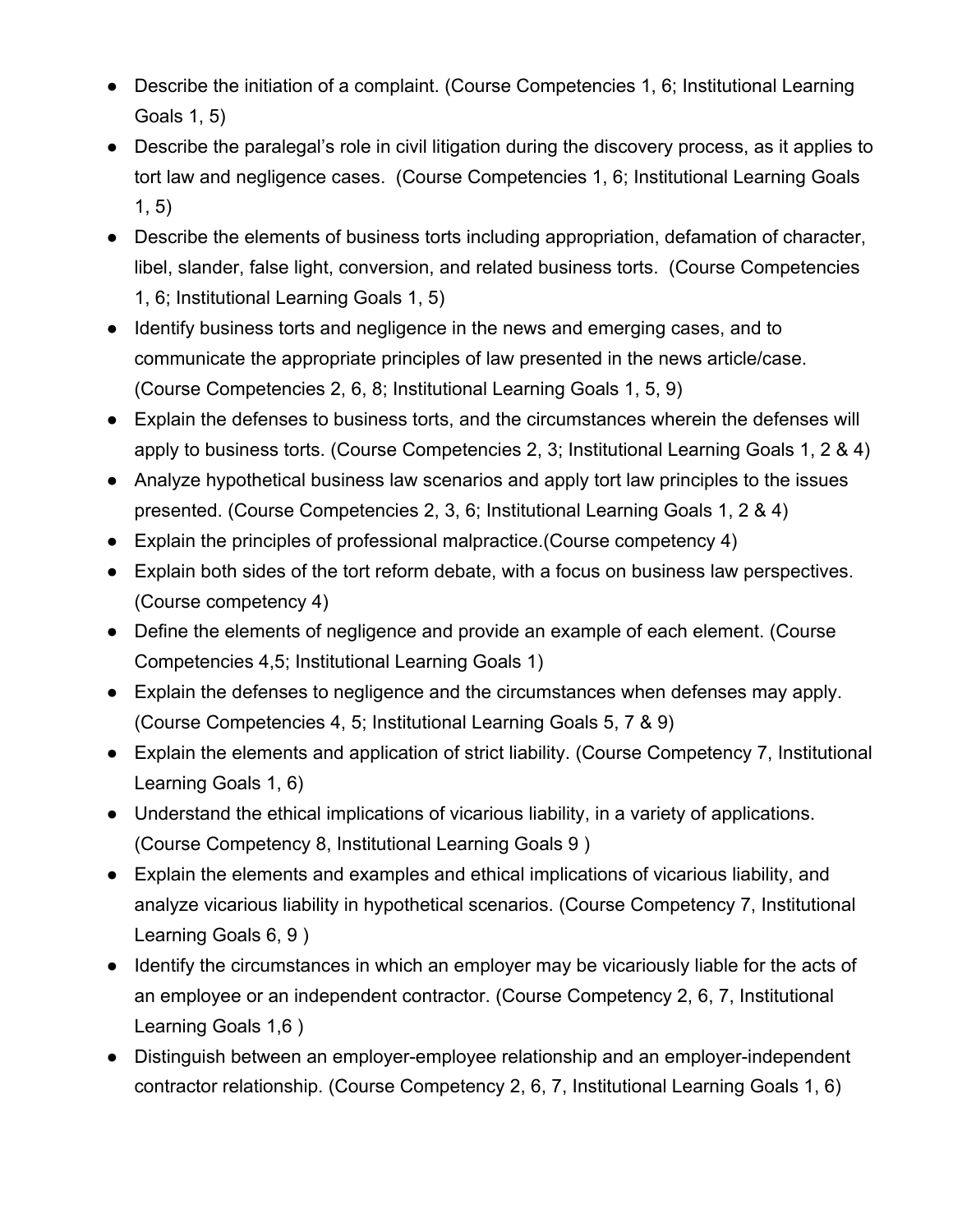- Describe the initiation of a complaint. (Course Competencies 1, 6; Institutional Learning Goals 1, 5)
- Describe the paralegal's role in civil litigation during the discovery process, as it applies to tort law and negligence cases. (Course Competencies 1, 6; Institutional Learning Goals 1, 5)
- Describe the elements of business torts including appropriation, defamation of character, libel, slander, false light, conversion, and related business torts. (Course Competencies 1, 6; Institutional Learning Goals 1, 5)
- Identify business torts and negligence in the news and emerging cases, and to communicate the appropriate principles of law presented in the news article/case. (Course Competencies 2, 6, 8; Institutional Learning Goals 1, 5, 9)
- Explain the defenses to business torts, and the circumstances wherein the defenses will apply to business torts. (Course Competencies 2, 3; Institutional Learning Goals 1, 2 & 4)
- Analyze hypothetical business law scenarios and apply tort law principles to the issues presented. (Course Competencies 2, 3, 6; Institutional Learning Goals 1, 2 & 4)
- Explain the principles of professional malpractice.(Course competency 4)
- Explain both sides of the tort reform debate, with a focus on business law perspectives. (Course competency 4)
- Define the elements of negligence and provide an example of each element. (Course Competencies 4,5; Institutional Learning Goals 1)
- Explain the defenses to negligence and the circumstances when defenses may apply. (Course Competencies 4, 5; Institutional Learning Goals 5, 7 & 9)
- Explain the elements and application of strict liability. (Course Competency 7, Institutional Learning Goals 1, 6)
- Understand the ethical implications of vicarious liability, in a variety of applications. (Course Competency 8, Institutional Learning Goals 9 )
- Explain the elements and examples and ethical implications of vicarious liability, and analyze vicarious liability in hypothetical scenarios. (Course Competency 7, Institutional Learning Goals 6, 9 )
- Identify the circumstances in which an employer may be vicariously liable for the acts of an employee or an independent contractor. (Course Competency 2, 6, 7, Institutional Learning Goals 1,6 )
- Distinguish between an employer-employee relationship and an employer-independent contractor relationship. (Course Competency 2, 6, 7, Institutional Learning Goals 1, 6)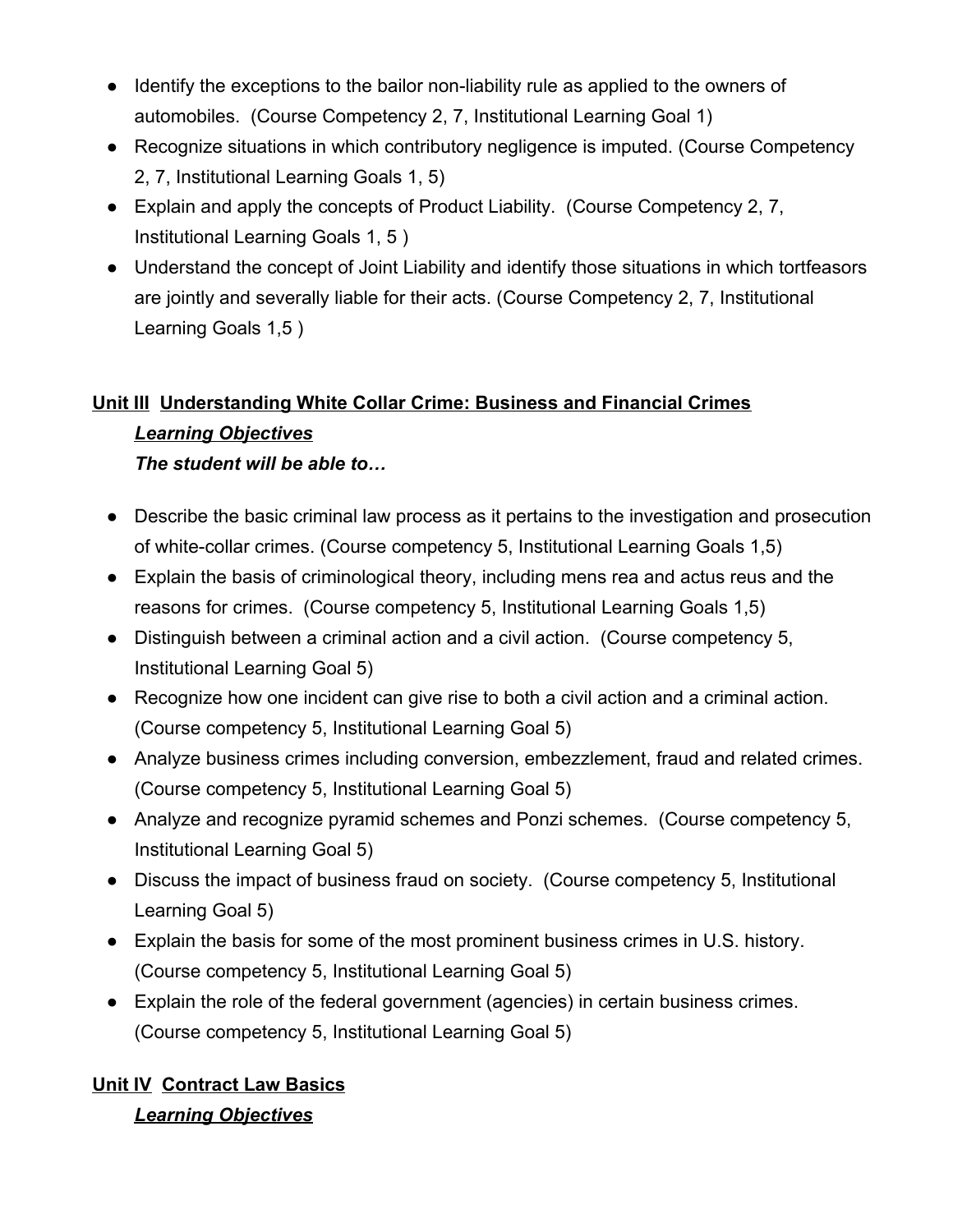- Identify the exceptions to the bailor non-liability rule as applied to the owners of automobiles. (Course Competency 2, 7, Institutional Learning Goal 1)
- Recognize situations in which contributory negligence is imputed. (Course Competency 2, 7, Institutional Learning Goals 1, 5)
- Explain and apply the concepts of Product Liability. (Course Competency 2, 7, Institutional Learning Goals 1, 5 )
- Understand the concept of Joint Liability and identify those situations in which tortfeasors are jointly and severally liable for their acts. (Course Competency 2, 7, Institutional Learning Goals 1,5 )

## Unit III Understanding White Collar Crime: Business and Financial Crimes

***Learning Objectives***

***The student will be able to…***

- Describe the basic criminal law process as it pertains to the investigation and prosecution of white-collar crimes. (Course competency 5, Institutional Learning Goals 1,5)
- Explain the basis of criminological theory, including mens rea and actus reus and the reasons for crimes. (Course competency 5, Institutional Learning Goals 1,5)
- Distinguish between a criminal action and a civil action. (Course competency 5, Institutional Learning Goal 5)
- Recognize how one incident can give rise to both a civil action and a criminal action. (Course competency 5, Institutional Learning Goal 5)
- Analyze business crimes including conversion, embezzlement, fraud and related crimes. (Course competency 5, Institutional Learning Goal 5)
- Analyze and recognize pyramid schemes and Ponzi schemes. (Course competency 5, Institutional Learning Goal 5)
- Discuss the impact of business fraud on society. (Course competency 5, Institutional Learning Goal 5)
- Explain the basis for some of the most prominent business crimes in U.S. history. (Course competency 5, Institutional Learning Goal 5)
- Explain the role of the federal government (agencies) in certain business crimes. (Course competency 5, Institutional Learning Goal 5)

## Unit IV Contract Law Basics

***Learning Objectives***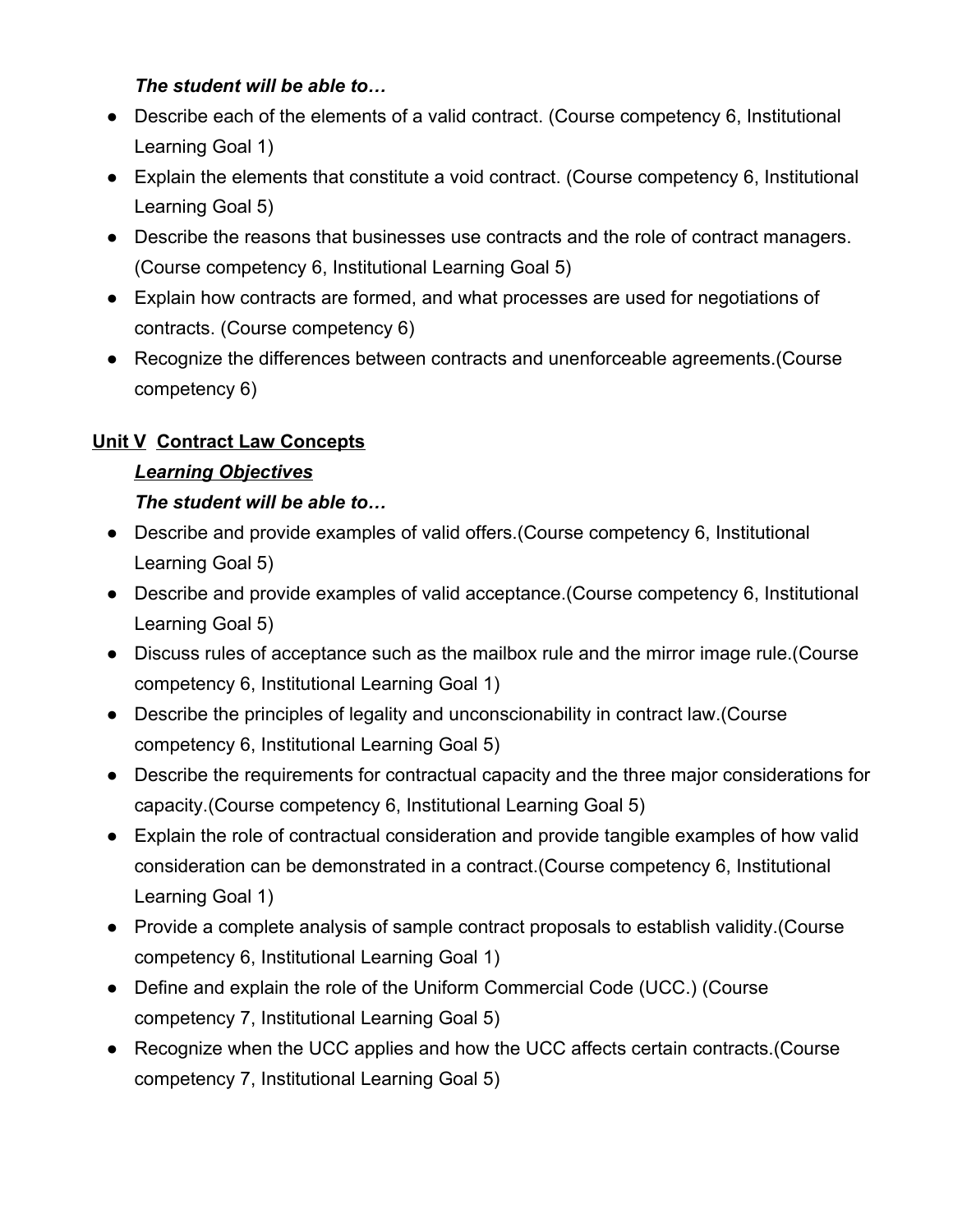***The student will be able to…***

- Describe each of the elements of a valid contract. (Course competency 6, Institutional Learning Goal 1)
- Explain the elements that constitute a void contract. (Course competency 6, Institutional Learning Goal 5)
- Describe the reasons that businesses use contracts and the role of contract managers. (Course competency 6, Institutional Learning Goal 5)
- Explain how contracts are formed, and what processes are used for negotiations of contracts. (Course competency 6)
- Recognize the differences between contracts and unenforceable agreements.(Course competency 6)

## <u>Unit V</u> <u>Contract Law Concepts</u>

***<u>Learning Objectives</u>***

***The student will be able to…***

- Describe and provide examples of valid offers.(Course competency 6, Institutional Learning Goal 5)
- Describe and provide examples of valid acceptance.(Course competency 6, Institutional Learning Goal 5)
- Discuss rules of acceptance such as the mailbox rule and the mirror image rule.(Course competency 6, Institutional Learning Goal 1)
- Describe the principles of legality and unconscionability in contract law.(Course competency 6, Institutional Learning Goal 5)
- Describe the requirements for contractual capacity and the three major considerations for capacity.(Course competency 6, Institutional Learning Goal 5)
- Explain the role of contractual consideration and provide tangible examples of how valid consideration can be demonstrated in a contract.(Course competency 6, Institutional Learning Goal 1)
- Provide a complete analysis of sample contract proposals to establish validity.(Course competency 6, Institutional Learning Goal 1)
- Define and explain the role of the Uniform Commercial Code (UCC.) (Course competency 7, Institutional Learning Goal 5)
- Recognize when the UCC applies and how the UCC affects certain contracts.(Course competency 7, Institutional Learning Goal 5)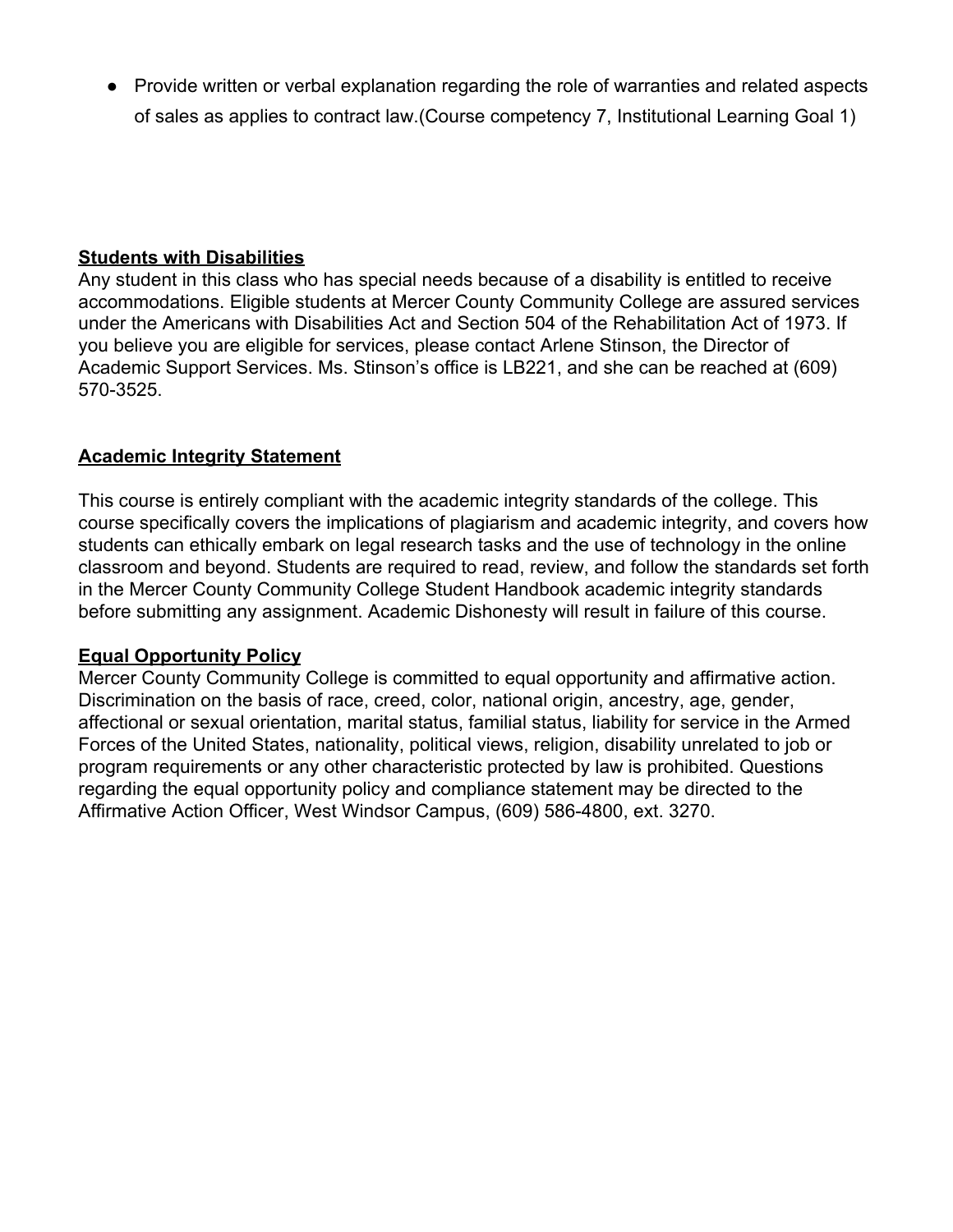- Provide written or verbal explanation regarding the role of warranties and related aspects of sales as applies to contract law.(Course competency 7, Institutional Learning Goal 1)

**Students with Disabilities**

Any student in this class who has special needs because of a disability is entitled to receive accommodations. Eligible students at Mercer County Community College are assured services under the Americans with Disabilities Act and Section 504 of the Rehabilitation Act of 1973. If you believe you are eligible for services, please contact Arlene Stinson, the Director of Academic Support Services. Ms. Stinson's office is LB221, and she can be reached at (609) 570-3525.

**Academic Integrity Statement**

This course is entirely compliant with the academic integrity standards of the college. This course specifically covers the implications of plagiarism and academic integrity, and covers how students can ethically embark on legal research tasks and the use of technology in the online classroom and beyond. Students are required to read, review, and follow the standards set forth in the Mercer County Community College Student Handbook academic integrity standards before submitting any assignment. Academic Dishonesty will result in failure of this course.

**Equal Opportunity Policy**

Mercer County Community College is committed to equal opportunity and affirmative action. Discrimination on the basis of race, creed, color, national origin, ancestry, age, gender, affectional or sexual orientation, marital status, familial status, liability for service in the Armed Forces of the United States, nationality, political views, religion, disability unrelated to job or program requirements or any other characteristic protected by law is prohibited. Questions regarding the equal opportunity policy and compliance statement may be directed to the Affirmative Action Officer, West Windsor Campus, (609) 586-4800, ext. 3270.